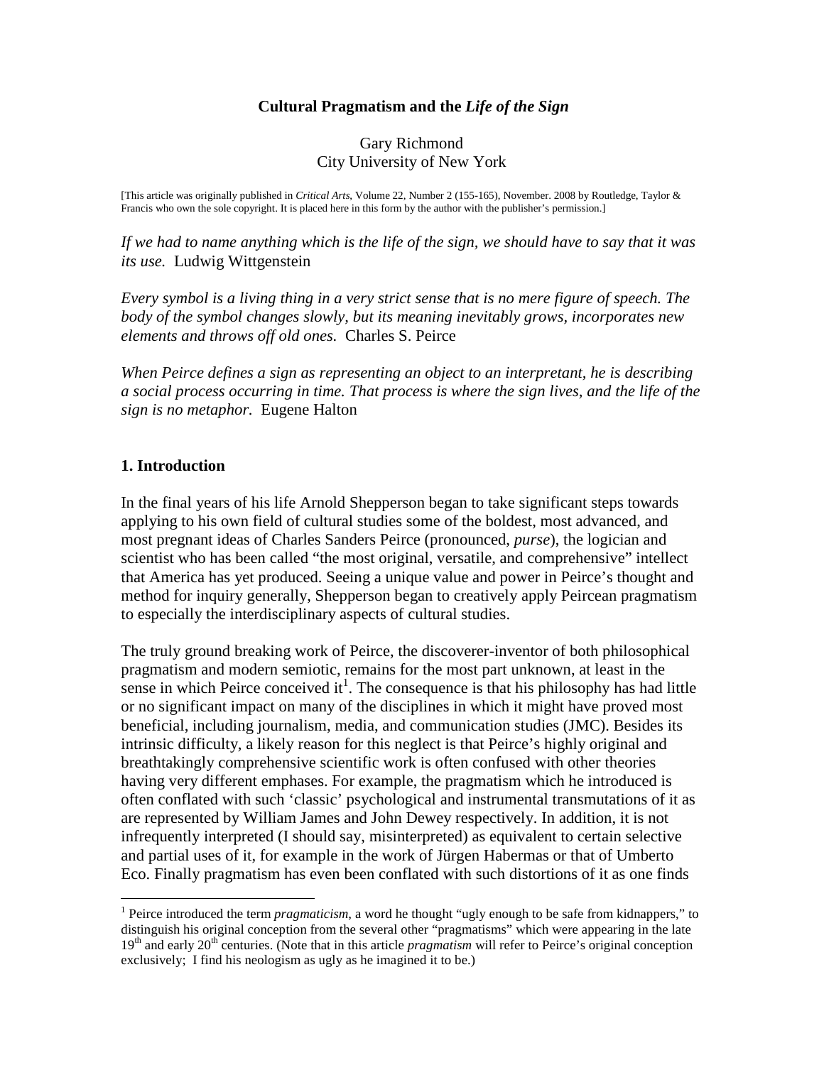# Cultural Pragmatism and the *Life of the Sign*

Gary Richmond
City University of New York

[This article was originally published in *Critical Arts*, Volume 22, Number 2 (155-165), November. 2008 by Routledge, Taylor & Francis who own the sole copyright. It is placed here in this form by the author with the publisher's permission.]

*If we had to name anything which is the life of the sign, we should have to say that it was its use.* Ludwig Wittgenstein

*Every symbol is a living thing in a very strict sense that is no mere figure of speech. The body of the symbol changes slowly, but its meaning inevitably grows, incorporates new elements and throws off old ones.* Charles S. Peirce

*When Peirce defines a sign as representing an object to an interpretant, he is describing a social process occurring in time. That process is where the sign lives, and the life of the sign is no metaphor.* Eugene Halton

## 1. Introduction

In the final years of his life Arnold Shepperson began to take significant steps towards applying to his own field of cultural studies some of the boldest, most advanced, and most pregnant ideas of Charles Sanders Peirce (pronounced, *purse*), the logician and scientist who has been called "the most original, versatile, and comprehensive" intellect that America has yet produced. Seeing a unique value and power in Peirce's thought and method for inquiry generally, Shepperson began to creatively apply Peircean pragmatism to especially the interdisciplinary aspects of cultural studies.

The truly ground breaking work of Peirce, the discoverer-inventor of both philosophical pragmatism and modern semiotic, remains for the most part unknown, at least in the sense in which Peirce conceived it[1]. The consequence is that his philosophy has had little or no significant impact on many of the disciplines in which it might have proved most beneficial, including journalism, media, and communication studies (JMC). Besides its intrinsic difficulty, a likely reason for this neglect is that Peirce's highly original and breathtakingly comprehensive scientific work is often confused with other theories having very different emphases. For example, the pragmatism which he introduced is often conflated with such 'classic' psychological and instrumental transmutations of it as are represented by William James and John Dewey respectively. In addition, it is not infrequently interpreted (I should say, misinterpreted) as equivalent to certain selective and partial uses of it, for example in the work of Jürgen Habermas or that of Umberto Eco. Finally pragmatism has even been conflated with such distortions of it as one finds

[1] Peirce introduced the term *pragmaticism*, a word he thought "ugly enough to be safe from kidnappers," to distinguish his original conception from the several other "pragmatisms" which were appearing in the late 19th and early 20th centuries. (Note that in this article *pragmatism* will refer to Peirce's original conception exclusively; I find his neologism as ugly as he imagined it to be.)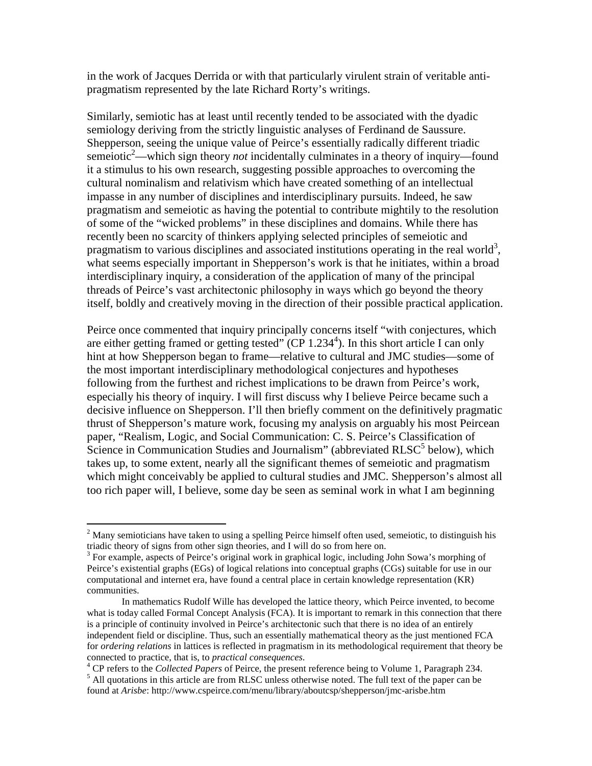in the work of Jacques Derrida or with that particularly virulent strain of veritable anti-pragmatism represented by the late Richard Rorty's writings.

Similarly, semiotic has at least until recently tended to be associated with the dyadic semiology deriving from the strictly linguistic analyses of Ferdinand de Saussure. Shepperson, seeing the unique value of Peirce's essentially radically different triadic semeiotic[2]—which sign theory *not* incidentally culminates in a theory of inquiry—found it a stimulus to his own research, suggesting possible approaches to overcoming the cultural nominalism and relativism which have created something of an intellectual impasse in any number of disciplines and interdisciplinary pursuits. Indeed, he saw pragmatism and semeiotic as having the potential to contribute mightily to the resolution of some of the "wicked problems" in these disciplines and domains. While there has recently been no scarcity of thinkers applying selected principles of semeiotic and pragmatism to various disciplines and associated institutions operating in the real world[3], what seems especially important in Shepperson's work is that he initiates, within a broad interdisciplinary inquiry, a consideration of the application of many of the principal threads of Peirce's vast architectonic philosophy in ways which go beyond the theory itself, boldly and creatively moving in the direction of their possible practical application.

Peirce once commented that inquiry principally concerns itself "with conjectures, which are either getting framed or getting tested" (CP 1.234[4]). In this short article I can only hint at how Shepperson began to frame—relative to cultural and JMC studies—some of the most important interdisciplinary methodological conjectures and hypotheses following from the furthest and richest implications to be drawn from Peirce's work, especially his theory of inquiry. I will first discuss why I believe Peirce became such a decisive influence on Shepperson. I'll then briefly comment on the definitively pragmatic thrust of Shepperson's mature work, focusing my analysis on arguably his most Peircean paper, "Realism, Logic, and Social Communication: C. S. Peirce's Classification of Science in Communication Studies and Journalism" (abbreviated RLSC[5] below), which takes up, to some extent, nearly all the significant themes of semeiotic and pragmatism which might conceivably be applied to cultural studies and JMC. Shepperson's almost all too rich paper will, I believe, some day be seen as seminal work in what I am beginning

---

[2] Many semioticians have taken to using a spelling Peirce himself often used, semeiotic, to distinguish his triadic theory of signs from other sign theories, and I will do so from here on.

[3] For example, aspects of Peirce's original work in graphical logic, including John Sowa's morphing of Peirce's existential graphs (EGs) of logical relations into conceptual graphs (CGs) suitable for use in our computational and internet era, have found a central place in certain knowledge representation (KR) communities.

In mathematics Rudolf Wille has developed the lattice theory, which Peirce invented, to become what is today called Formal Concept Analysis (FCA). It is important to remark in this connection that there is a principle of continuity involved in Peirce's architectonic such that there is no idea of an entirely independent field or discipline. Thus, such an essentially mathematical theory as the just mentioned FCA for *ordering relations* in lattices is reflected in pragmatism in its methodological requirement that theory be connected to practice, that is, to *practical consequences*.

[4] CP refers to the *Collected Papers* of Peirce, the present reference being to Volume 1, Paragraph 234.

[5] All quotations in this article are from RLSC unless otherwise noted. The full text of the paper can be found at *Arisbe*: http://www.cspeirce.com/menu/library/aboutcsp/shepperson/jmc-arisbe.htm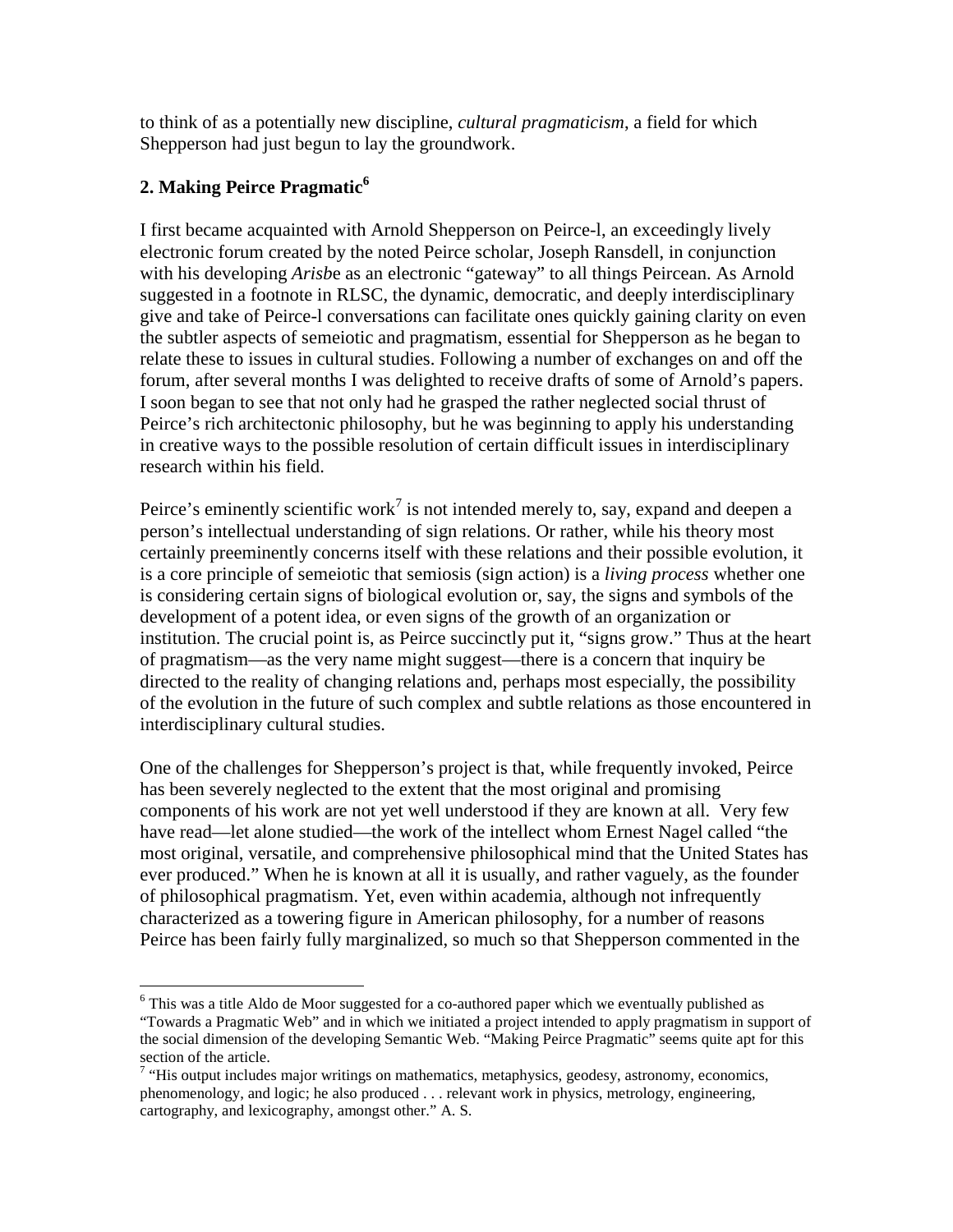to think of as a potentially new discipline, *cultural pragmaticism*, a field for which Shepperson had just begun to lay the groundwork.

## 2. Making Peirce Pragmatic[6]

I first became acquainted with Arnold Shepperson on Peirce-l, an exceedingly lively electronic forum created by the noted Peirce scholar, Joseph Ransdell, in conjunction with his developing *Arisbe* as an electronic "gateway" to all things Peircean. As Arnold suggested in a footnote in RLSC, the dynamic, democratic, and deeply interdisciplinary give and take of Peirce-l conversations can facilitate ones quickly gaining clarity on even the subtler aspects of semeiotic and pragmatism, essential for Shepperson as he began to relate these to issues in cultural studies. Following a number of exchanges on and off the forum, after several months I was delighted to receive drafts of some of Arnold's papers. I soon began to see that not only had he grasped the rather neglected social thrust of Peirce's rich architectonic philosophy, but he was beginning to apply his understanding in creative ways to the possible resolution of certain difficult issues in interdisciplinary research within his field.

Peirce's eminently scientific work[7] is not intended merely to, say, expand and deepen a person's intellectual understanding of sign relations. Or rather, while his theory most certainly preeminently concerns itself with these relations and their possible evolution, it is a core principle of semeiotic that semiosis (sign action) is a *living process* whether one is considering certain signs of biological evolution or, say, the signs and symbols of the development of a potent idea, or even signs of the growth of an organization or institution. The crucial point is, as Peirce succinctly put it, "signs grow." Thus at the heart of pragmatism—as the very name might suggest—there is a concern that inquiry be directed to the reality of changing relations and, perhaps most especially, the possibility of the evolution in the future of such complex and subtle relations as those encountered in interdisciplinary cultural studies.

One of the challenges for Shepperson's project is that, while frequently invoked, Peirce has been severely neglected to the extent that the most original and promising components of his work are not yet well understood if they are known at all. Very few have read—let alone studied—the work of the intellect whom Ernest Nagel called "the most original, versatile, and comprehensive philosophical mind that the United States has ever produced." When he is known at all it is usually, and rather vaguely, as the founder of philosophical pragmatism. Yet, even within academia, although not infrequently characterized as a towering figure in American philosophy, for a number of reasons Peirce has been fairly fully marginalized, so much so that Shepperson commented in the

---

[6] This was a title Aldo de Moor suggested for a co-authored paper which we eventually published as "Towards a Pragmatic Web" and in which we initiated a project intended to apply pragmatism in support of the social dimension of the developing Semantic Web. "Making Peirce Pragmatic" seems quite apt for this section of the article.

[7] "His output includes major writings on mathematics, metaphysics, geodesy, astronomy, economics, phenomenology, and logic; he also produced . . . relevant work in physics, metrology, engineering, cartography, and lexicography, amongst other." A. S.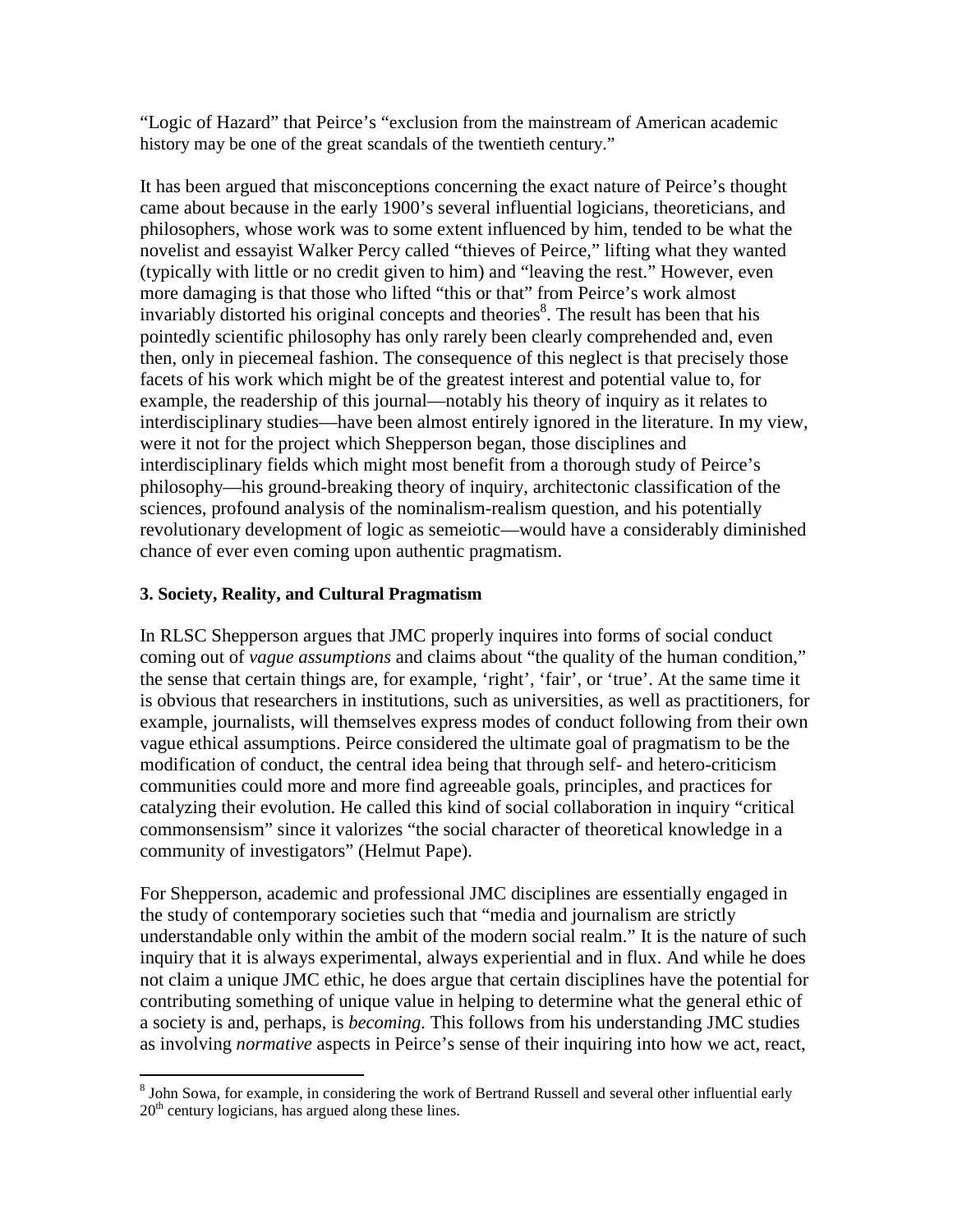"Logic of Hazard" that Peirce's "exclusion from the mainstream of American academic history may be one of the great scandals of the twentieth century."

It has been argued that misconceptions concerning the exact nature of Peirce's thought came about because in the early 1900's several influential logicians, theoreticians, and philosophers, whose work was to some extent influenced by him, tended to be what the novelist and essayist Walker Percy called "thieves of Peirce," lifting what they wanted (typically with little or no credit given to him) and "leaving the rest." However, even more damaging is that those who lifted "this or that" from Peirce's work almost invariably distorted his original concepts and theories[8]. The result has been that his pointedly scientific philosophy has only rarely been clearly comprehended and, even then, only in piecemeal fashion. The consequence of this neglect is that precisely those facets of his work which might be of the greatest interest and potential value to, for example, the readership of this journal—notably his theory of inquiry as it relates to interdisciplinary studies—have been almost entirely ignored in the literature. In my view, were it not for the project which Shepperson began, those disciplines and interdisciplinary fields which might most benefit from a thorough study of Peirce's philosophy—his ground-breaking theory of inquiry, architectonic classification of the sciences, profound analysis of the nominalism-realism question, and his potentially revolutionary development of logic as semeiotic—would have a considerably diminished chance of ever even coming upon authentic pragmatism.

### 3. Society, Reality, and Cultural Pragmatism

In RLSC Shepperson argues that JMC properly inquires into forms of social conduct coming out of *vague assumptions* and claims about "the quality of the human condition," the sense that certain things are, for example, 'right', 'fair', or 'true'. At the same time it is obvious that researchers in institutions, such as universities, as well as practitioners, for example, journalists, will themselves express modes of conduct following from their own vague ethical assumptions. Peirce considered the ultimate goal of pragmatism to be the modification of conduct, the central idea being that through self- and hetero-criticism communities could more and more find agreeable goals, principles, and practices for catalyzing their evolution. He called this kind of social collaboration in inquiry "critical commonsensism" since it valorizes "the social character of theoretical knowledge in a community of investigators" (Helmut Pape).

For Shepperson, academic and professional JMC disciplines are essentially engaged in the study of contemporary societies such that "media and journalism are strictly understandable only within the ambit of the modern social realm." It is the nature of such inquiry that it is always experimental, always experiential and in flux. And while he does not claim a unique JMC ethic, he does argue that certain disciplines have the potential for contributing something of unique value in helping to determine what the general ethic of a society is and, perhaps, is *becoming*. This follows from his understanding JMC studies as involving *normative* aspects in Peirce's sense of their inquiring into how we act, react,

[8] John Sowa, for example, in considering the work of Bertrand Russell and several other influential early 20th century logicians, has argued along these lines.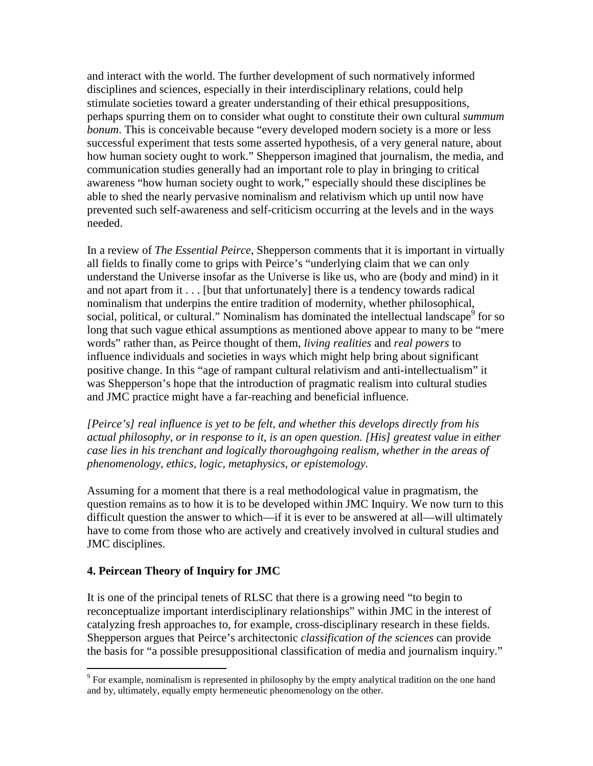and interact with the world. The further development of such normatively informed disciplines and sciences, especially in their interdisciplinary relations, could help stimulate societies toward a greater understanding of their ethical presuppositions, perhaps spurring them on to consider what ought to constitute their own cultural *summum bonum*. This is conceivable because "every developed modern society is a more or less successful experiment that tests some asserted hypothesis, of a very general nature, about how human society ought to work." Shepperson imagined that journalism, the media, and communication studies generally had an important role to play in bringing to critical awareness "how human society ought to work," especially should these disciplines be able to shed the nearly pervasive nominalism and relativism which up until now have prevented such self-awareness and self-criticism occurring at the levels and in the ways needed.

In a review of *The Essential Peirce*, Shepperson comments that it is important in virtually all fields to finally come to grips with Peirce's "underlying claim that we can only understand the Universe insofar as the Universe is like us, who are (body and mind) in it and not apart from it . . . [but that unfortunately] there is a tendency towards radical nominalism that underpins the entire tradition of modernity, whether philosophical, social, political, or cultural." Nominalism has dominated the intellectual landscape[9] for so long that such vague ethical assumptions as mentioned above appear to many to be "mere words" rather than, as Peirce thought of them, *living realities* and *real powers* to influence individuals and societies in ways which might help bring about significant positive change. In this "age of rampant cultural relativism and anti-intellectualism" it was Shepperson's hope that the introduction of pragmatic realism into cultural studies and JMC practice might have a far-reaching and beneficial influence.

*[Peirce's] real influence is yet to be felt, and whether this develops directly from his actual philosophy, or in response to it, is an open question. [His] greatest value in either case lies in his trenchant and logically thoroughgoing realism, whether in the areas of phenomenology, ethics, logic, metaphysics, or epistemology.*

Assuming for a moment that there is a real methodological value in pragmatism, the question remains as to how it is to be developed within JMC Inquiry. We now turn to this difficult question the answer to which—if it is ever to be answered at all—will ultimately have to come from those who are actively and creatively involved in cultural studies and JMC disciplines.

## 4. Peircean Theory of Inquiry for JMC

It is one of the principal tenets of RLSC that there is a growing need "to begin to reconceptualize important interdisciplinary relationships" within JMC in the interest of catalyzing fresh approaches to, for example, cross-disciplinary research in these fields. Shepperson argues that Peirce's architectonic *classification of the sciences* can provide the basis for "a possible presuppositional classification of media and journalism inquiry."

---

[9] For example, nominalism is represented in philosophy by the empty analytical tradition on the one hand and by, ultimately, equally empty hermeneutic phenomenology on the other.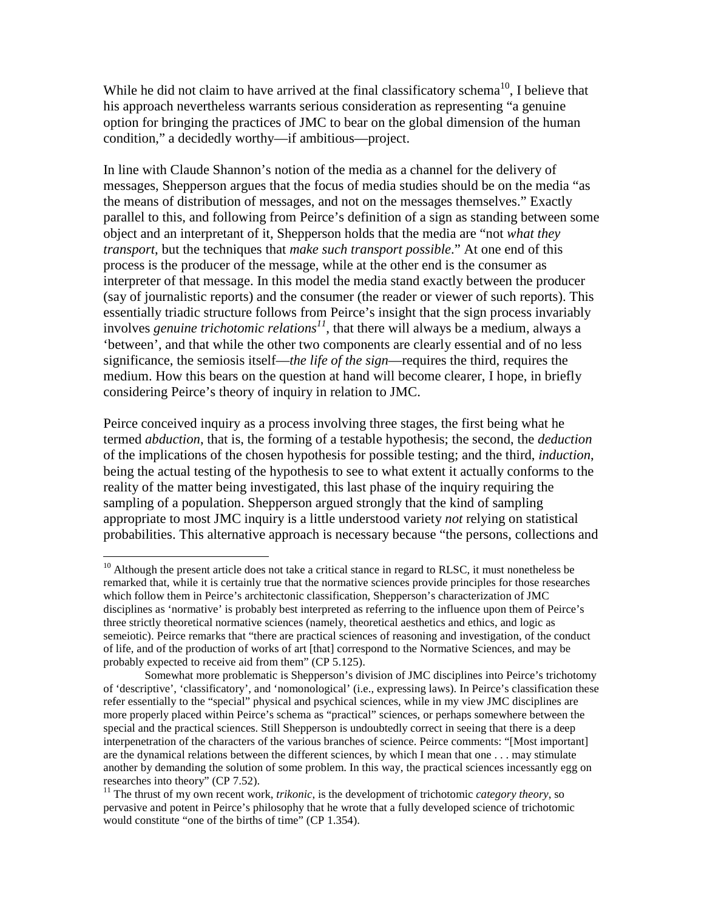While he did not claim to have arrived at the final classificatory schema[10], I believe that his approach nevertheless warrants serious consideration as representing "a genuine option for bringing the practices of JMC to bear on the global dimension of the human condition," a decidedly worthy—if ambitious—project.

In line with Claude Shannon's notion of the media as a channel for the delivery of messages, Shepperson argues that the focus of media studies should be on the media "as the means of distribution of messages, and not on the messages themselves." Exactly parallel to this, and following from Peirce's definition of a sign as standing between some object and an interpretant of it, Shepperson holds that the media are "not *what they transport*, but the techniques that *make such transport possible*." At one end of this process is the producer of the message, while at the other end is the consumer as interpreter of that message. In this model the media stand exactly between the producer (say of journalistic reports) and the consumer (the reader or viewer of such reports). This essentially triadic structure follows from Peirce's insight that the sign process invariably involves *genuine trichotomic relations*[11], that there will always be a medium, always a 'between', and that while the other two components are clearly essential and of no less significance, the semiosis itself—*the life of the sign*—requires the third, requires the medium. How this bears on the question at hand will become clearer, I hope, in briefly considering Peirce's theory of inquiry in relation to JMC.

Peirce conceived inquiry as a process involving three stages, the first being what he termed *abduction*, that is, the forming of a testable hypothesis; the second, the *deduction* of the implications of the chosen hypothesis for possible testing; and the third, *induction*, being the actual testing of the hypothesis to see to what extent it actually conforms to the reality of the matter being investigated, this last phase of the inquiry requiring the sampling of a population. Shepperson argued strongly that the kind of sampling appropriate to most JMC inquiry is a little understood variety *not* relying on statistical probabilities. This alternative approach is necessary because "the persons, collections and

---

[10] Although the present article does not take a critical stance in regard to RLSC, it must nonetheless be remarked that, while it is certainly true that the normative sciences provide principles for those researches which follow them in Peirce's architectonic classification, Shepperson's characterization of JMC disciplines as 'normative' is probably best interpreted as referring to the influence upon them of Peirce's three strictly theoretical normative sciences (namely, theoretical aesthetics and ethics, and logic as semeiotic). Peirce remarks that "there are practical sciences of reasoning and investigation, of the conduct of life, and of the production of works of art [that] correspond to the Normative Sciences, and may be probably expected to receive aid from them" (CP 5.125).

Somewhat more problematic is Shepperson's division of JMC disciplines into Peirce's trichotomy of 'descriptive', 'classificatory', and 'nomonological' (i.e., expressing laws). In Peirce's classification these refer essentially to the "special" physical and psychical sciences, while in my view JMC disciplines are more properly placed within Peirce's schema as "practical" sciences, or perhaps somewhere between the special and the practical sciences. Still Shepperson is undoubtedly correct in seeing that there is a deep interpenetration of the characters of the various branches of science. Peirce comments: "[Most important] are the dynamical relations between the different sciences, by which I mean that one . . . may stimulate another by demanding the solution of some problem. In this way, the practical sciences incessantly egg on researches into theory" (CP 7.52).

[11] The thrust of my own recent work, *trikonic*, is the development of trichotomic *category theory*, so pervasive and potent in Peirce's philosophy that he wrote that a fully developed science of trichotomic would constitute "one of the births of time" (CP 1.354).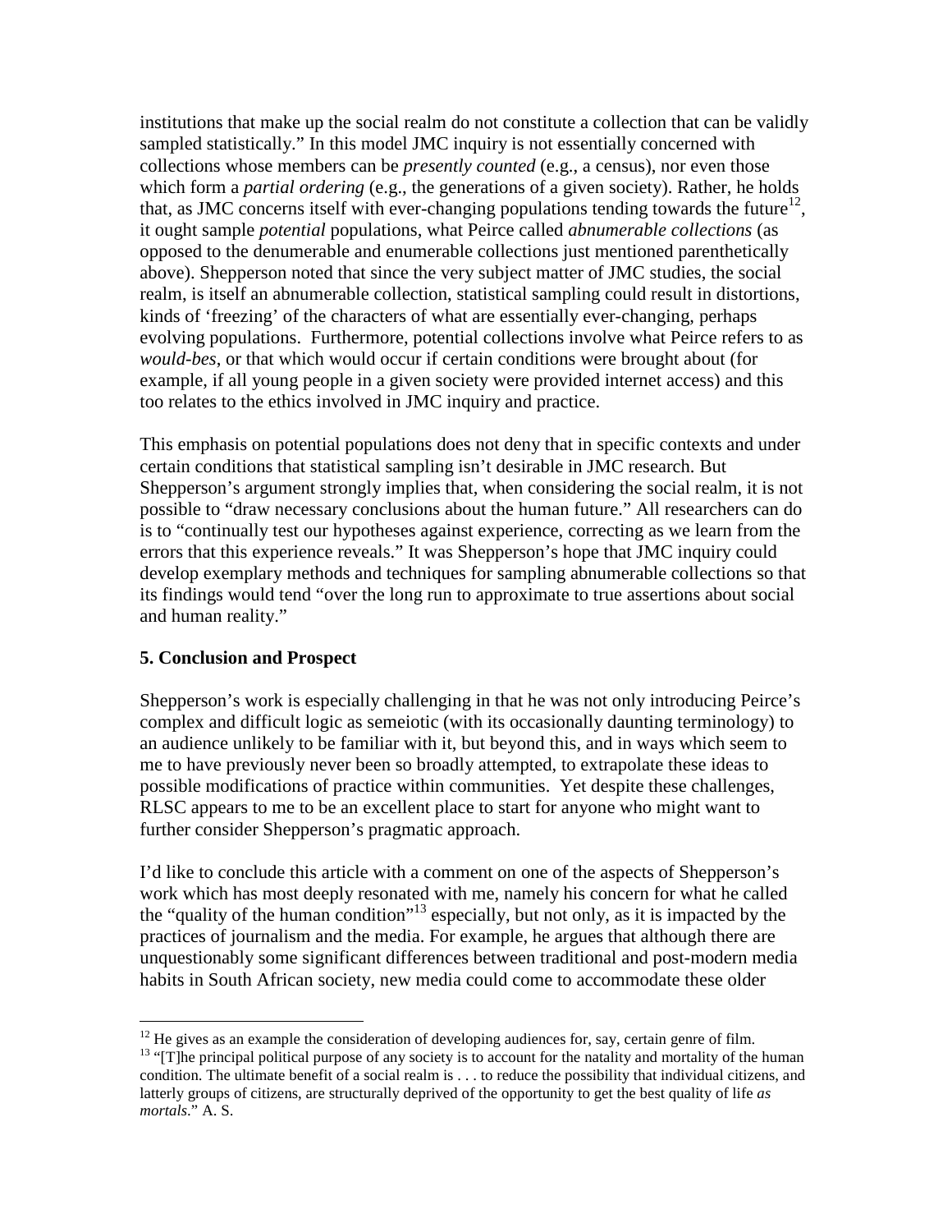institutions that make up the social realm do not constitute a collection that can be validly sampled statistically." In this model JMC inquiry is not essentially concerned with collections whose members can be *presently counted* (e.g., a census), nor even those which form a *partial ordering* (e.g., the generations of a given society). Rather, he holds that, as JMC concerns itself with ever-changing populations tending towards the future[12], it ought sample *potential* populations, what Peirce called *abnumerable collections* (as opposed to the denumerable and enumerable collections just mentioned parenthetically above). Shepperson noted that since the very subject matter of JMC studies, the social realm, is itself an abnumerable collection, statistical sampling could result in distortions, kinds of 'freezing' of the characters of what are essentially ever-changing, perhaps evolving populations. Furthermore, potential collections involve what Peirce refers to as *would-bes*, or that which would occur if certain conditions were brought about (for example, if all young people in a given society were provided internet access) and this too relates to the ethics involved in JMC inquiry and practice.

This emphasis on potential populations does not deny that in specific contexts and under certain conditions that statistical sampling isn't desirable in JMC research. But Shepperson's argument strongly implies that, when considering the social realm, it is not possible to "draw necessary conclusions about the human future." All researchers can do is to "continually test our hypotheses against experience, correcting as we learn from the errors that this experience reveals." It was Shepperson's hope that JMC inquiry could develop exemplary methods and techniques for sampling abnumerable collections so that its findings would tend "over the long run to approximate to true assertions about social and human reality."

## 5. Conclusion and Prospect

Shepperson's work is especially challenging in that he was not only introducing Peirce's complex and difficult logic as semeiotic (with its occasionally daunting terminology) to an audience unlikely to be familiar with it, but beyond this, and in ways which seem to me to have previously never been so broadly attempted, to extrapolate these ideas to possible modifications of practice within communities. Yet despite these challenges, RLSC appears to me to be an excellent place to start for anyone who might want to further consider Shepperson's pragmatic approach.

I'd like to conclude this article with a comment on one of the aspects of Shepperson's work which has most deeply resonated with me, namely his concern for what he called the "quality of the human condition"[13] especially, but not only, as it is impacted by the practices of journalism and the media. For example, he argues that although there are unquestionably some significant differences between traditional and post-modern media habits in South African society, new media could come to accommodate these older

---

[12] He gives as an example the consideration of developing audiences for, say, certain genre of film.

[13] "[T]he principal political purpose of any society is to account for the natality and mortality of the human condition. The ultimate benefit of a social realm is . . . to reduce the possibility that individual citizens, and latterly groups of citizens, are structurally deprived of the opportunity to get the best quality of life *as mortals*." A. S.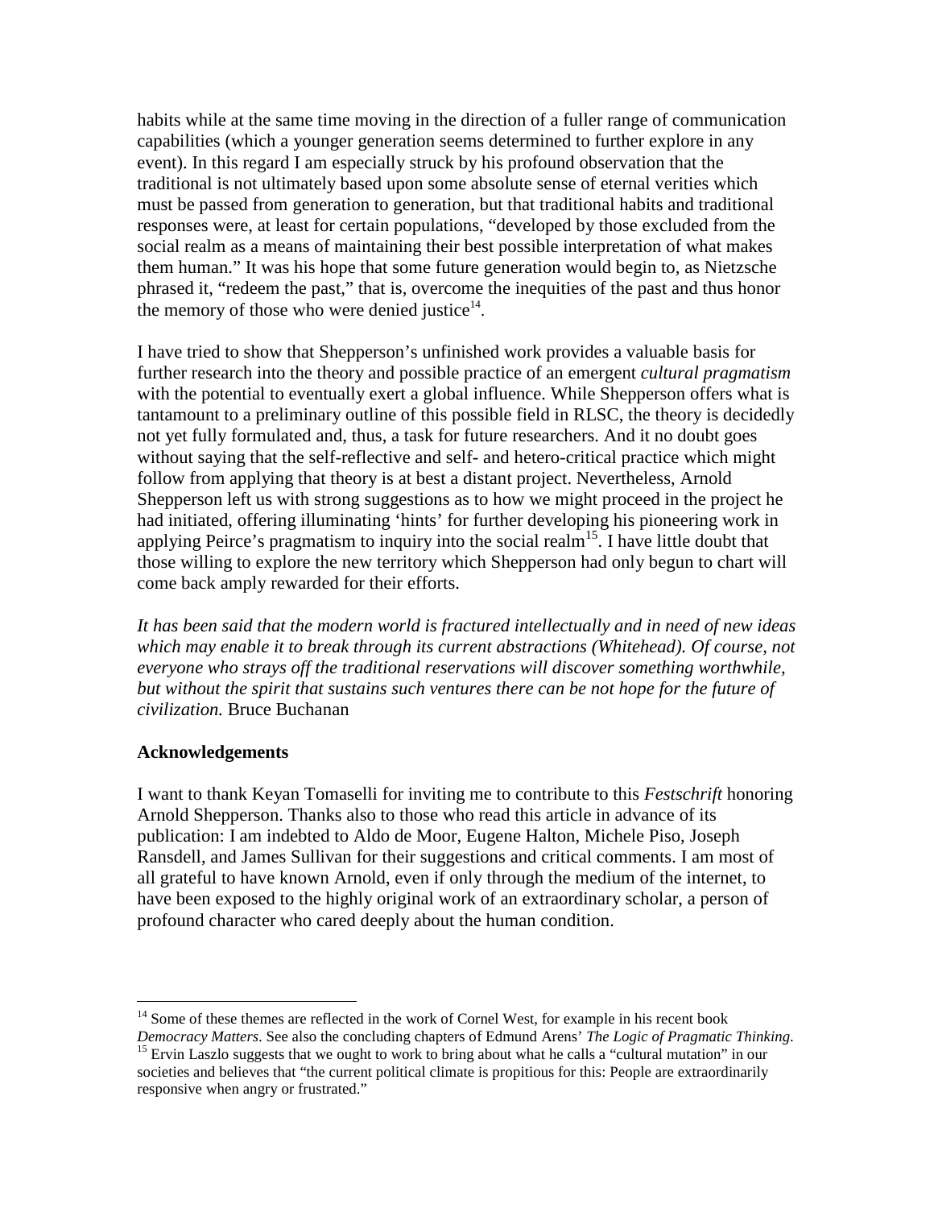habits while at the same time moving in the direction of a fuller range of communication capabilities (which a younger generation seems determined to further explore in any event). In this regard I am especially struck by his profound observation that the traditional is not ultimately based upon some absolute sense of eternal verities which must be passed from generation to generation, but that traditional habits and traditional responses were, at least for certain populations, "developed by those excluded from the social realm as a means of maintaining their best possible interpretation of what makes them human." It was his hope that some future generation would begin to, as Nietzsche phrased it, "redeem the past," that is, overcome the inequities of the past and thus honor the memory of those who were denied justice[14].

I have tried to show that Shepperson's unfinished work provides a valuable basis for further research into the theory and possible practice of an emergent *cultural pragmatism* with the potential to eventually exert a global influence. While Shepperson offers what is tantamount to a preliminary outline of this possible field in RLSC, the theory is decidedly not yet fully formulated and, thus, a task for future researchers. And it no doubt goes without saying that the self-reflective and self- and hetero-critical practice which might follow from applying that theory is at best a distant project. Nevertheless, Arnold Shepperson left us with strong suggestions as to how we might proceed in the project he had initiated, offering illuminating 'hints' for further developing his pioneering work in applying Peirce's pragmatism to inquiry into the social realm[15]. I have little doubt that those willing to explore the new territory which Shepperson had only begun to chart will come back amply rewarded for their efforts.

*It has been said that the modern world is fractured intellectually and in need of new ideas which may enable it to break through its current abstractions (Whitehead). Of course, not everyone who strays off the traditional reservations will discover something worthwhile, but without the spirit that sustains such ventures there can be not hope for the future of civilization.* Bruce Buchanan

**Acknowledgements**

I want to thank Keyan Tomaselli for inviting me to contribute to this *Festschrift* honoring Arnold Shepperson. Thanks also to those who read this article in advance of its publication: I am indebted to Aldo de Moor, Eugene Halton, Michele Piso, Joseph Ransdell, and James Sullivan for their suggestions and critical comments. I am most of all grateful to have known Arnold, even if only through the medium of the internet, to have been exposed to the highly original work of an extraordinary scholar, a person of profound character who cared deeply about the human condition.

---

[14] Some of these themes are reflected in the work of Cornel West, for example in his recent book *Democracy Matters*. See also the concluding chapters of Edmund Arens' *The Logic of Pragmatic Thinking*.

[15] Ervin Laszlo suggests that we ought to work to bring about what he calls a "cultural mutation" in our societies and believes that "the current political climate is propitious for this: People are extraordinarily responsive when angry or frustrated."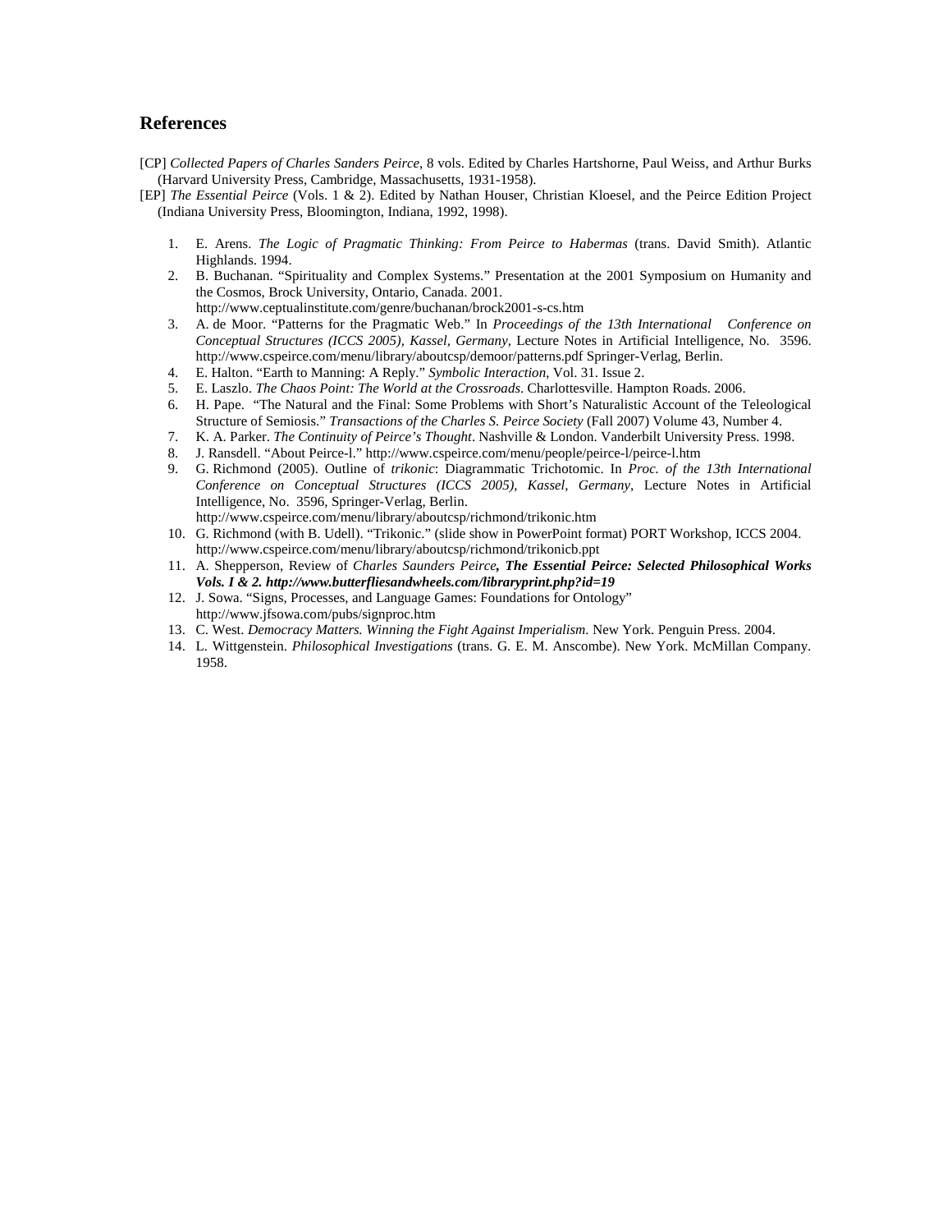## References

[CP] *Collected Papers of Charles Sanders Peirce*, 8 vols. Edited by Charles Hartshorne, Paul Weiss, and Arthur Burks (Harvard University Press, Cambridge, Massachusetts, 1931-1958).

[EP] *The Essential Peirce* (Vols. 1 & 2). Edited by Nathan Houser, Christian Kloesel, and the Peirce Edition Project (Indiana University Press, Bloomington, Indiana, 1992, 1998).

1. E. Arens. *The Logic of Pragmatic Thinking: From Peirce to Habermas* (trans. David Smith). Atlantic Highlands. 1994.
2. B. Buchanan. "Spirituality and Complex Systems." Presentation at the 2001 Symposium on Humanity and the Cosmos, Brock University, Ontario, Canada. 2001. http://www.ceptualinstitute.com/genre/buchanan/brock2001-s-cs.htm
3. A. de Moor. "Patterns for the Pragmatic Web." In *Proceedings of the 13th International Conference on Conceptual Structures (ICCS 2005), Kassel, Germany,* Lecture Notes in Artificial Intelligence, No. 3596. http://www.cspeirce.com/menu/library/aboutcsp/demoor/patterns.pdf Springer-Verlag, Berlin.
4. E. Halton. "Earth to Manning: A Reply." *Symbolic Interaction*, Vol. 31. Issue 2.
5. E. Laszlo. *The Chaos Point: The World at the Crossroads*. Charlottesville. Hampton Roads. 2006.
6. H. Pape. "The Natural and the Final: Some Problems with Short's Naturalistic Account of the Teleological Structure of Semiosis." *Transactions of the Charles S. Peirce Society* (Fall 2007) Volume 43, Number 4.
7. K. A. Parker. *The Continuity of Peirce's Thought*. Nashville & London. Vanderbilt University Press. 1998.
8. J. Ransdell. "About Peirce-l." http://www.cspeirce.com/menu/people/peirce-l/peirce-l.htm
9. G. Richmond (2005). Outline of *trikonic*: Diagrammatic Trichotomic. In *Proc. of the 13th International Conference on Conceptual Structures (ICCS 2005), Kassel, Germany*, Lecture Notes in Artificial Intelligence, No. 3596, Springer-Verlag, Berlin. http://www.cspeirce.com/menu/library/aboutcsp/richmond/trikonic.htm
10. G. Richmond (with B. Udell). "Trikonic." (slide show in PowerPoint format) PORT Workshop, ICCS 2004. http://www.cspeirce.com/menu/library/aboutcsp/richmond/trikonicb.ppt
11. A. Shepperson, Review of *Charles Saunders Peirce**, The Essential Peirce: Selected Philosophical Works Vols. I & 2. http://www.butterfliesandwheels.com/libraryprint.php?id=19***
12. J. Sowa. "Signs, Processes, and Language Games: Foundations for Ontology" http://www.jfsowa.com/pubs/signproc.htm
13. C. West. *Democracy Matters. Winning the Fight Against Imperialism*. New York. Penguin Press. 2004.
14. L. Wittgenstein. *Philosophical Investigations* (trans. G. E. M. Anscombe). New York. McMillan Company. 1958.